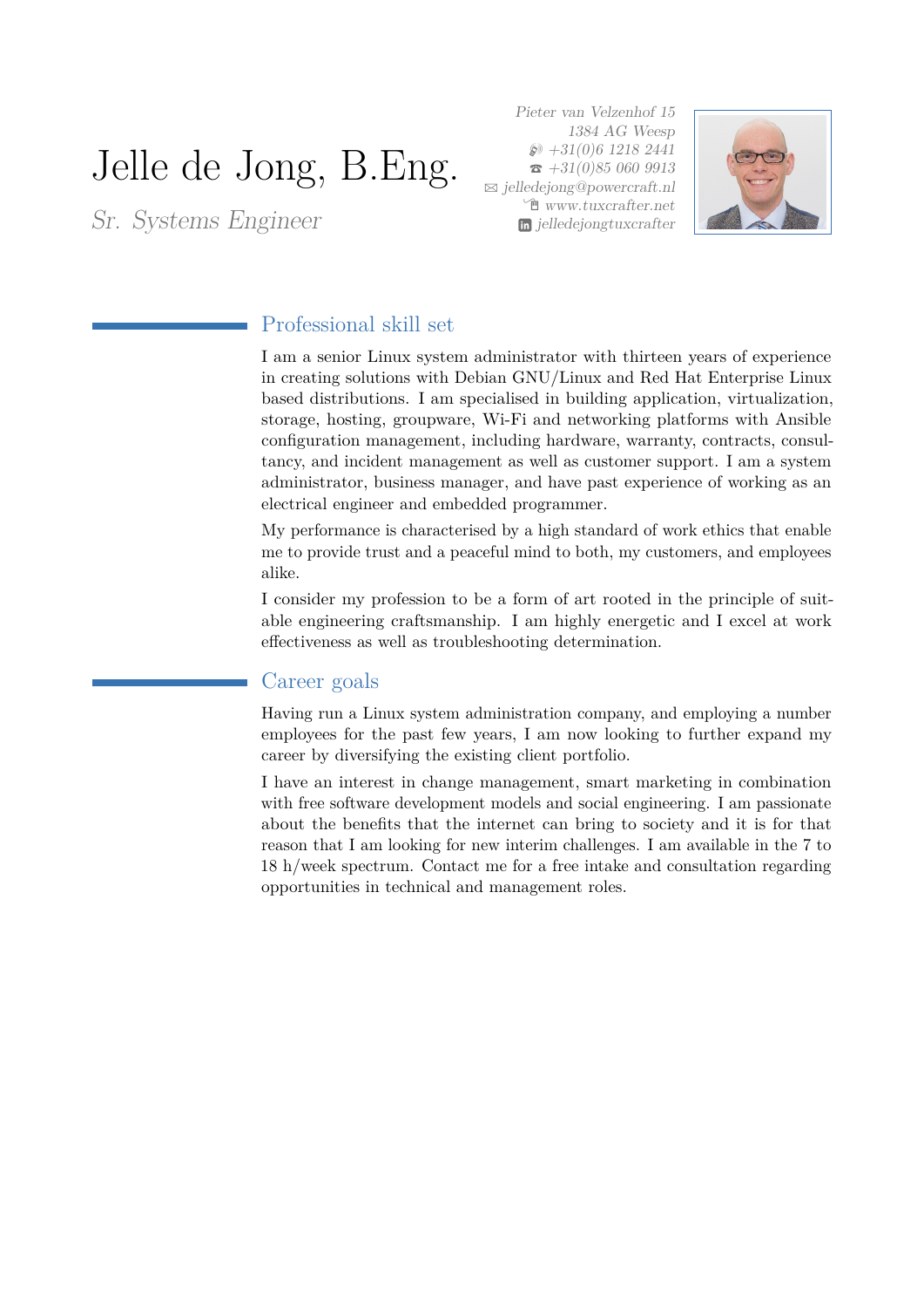# Jelle de Jong, B.Eng.

*Sr. Systems Engineer*

*Pieter van Velzenhof 15*
*1384 AG Weesp*
*+31(0)6 1218 2441*
*+31(0)85 060 9913*
*jelledejong@powercraft.nl*
*www.tuxcrafter.net*
*jelledejongtuxcrafter*

## Professional skill set

I am a senior Linux system administrator with thirteen years of experience in creating solutions with Debian GNU/Linux and Red Hat Enterprise Linux based distributions. I am specialised in building application, virtualization, storage, hosting, groupware, Wi-Fi and networking platforms with Ansible configuration management, including hardware, warranty, contracts, consultancy, and incident management as well as customer support. I am a system administrator, business manager, and have past experience of working as an electrical engineer and embedded programmer.

My performance is characterised by a high standard of work ethics that enable me to provide trust and a peaceful mind to both, my customers, and employees alike.

I consider my profession to be a form of art rooted in the principle of suitable engineering craftsmanship. I am highly energetic and I excel at work effectiveness as well as troubleshooting determination.

## Career goals

Having run a Linux system administration company, and employing a number employees for the past few years, I am now looking to further expand my career by diversifying the existing client portfolio.

I have an interest in change management, smart marketing in combination with free software development models and social engineering. I am passionate about the benefits that the internet can bring to society and it is for that reason that I am looking for new interim challenges. I am available in the 7 to 18 h/week spectrum. Contact me for a free intake and consultation regarding opportunities in technical and management roles.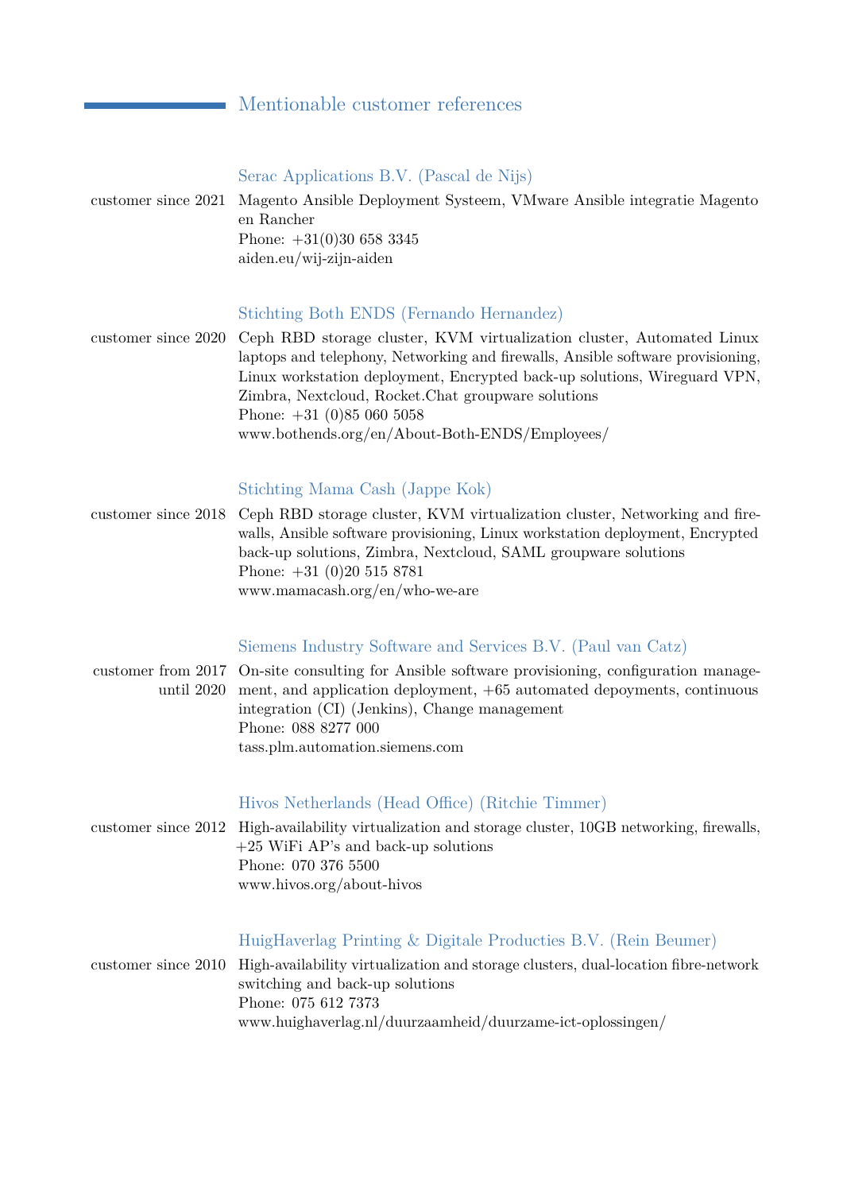## Mentionable customer references

### Serac Applications B.V. (Pascal de Nijs)

customer since 2021

Magento Ansible Deployment Systeem, VMware Ansible integratie Magento en Rancher
Phone: +31(0)30 658 3345
aiden.eu/wij-zijn-aiden

### Stichting Both ENDS (Fernando Hernandez)

customer since 2020

Ceph RBD storage cluster, KVM virtualization cluster, Automated Linux laptops and telephony, Networking and firewalls, Ansible software provisioning, Linux workstation deployment, Encrypted back-up solutions, Wireguard VPN, Zimbra, Nextcloud, Rocket.Chat groupware solutions
Phone: +31 (0)85 060 5058
www.bothends.org/en/About-Both-ENDS/Employees/

### Stichting Mama Cash (Jappe Kok)

customer since 2018

Ceph RBD storage cluster, KVM virtualization cluster, Networking and firewalls, Ansible software provisioning, Linux workstation deployment, Encrypted back-up solutions, Zimbra, Nextcloud, SAML groupware solutions
Phone: +31 (0)20 515 8781
www.mamacash.org/en/who-we-are

### Siemens Industry Software and Services B.V. (Paul van Catz)

customer from 2017 until 2020

On-site consulting for Ansible software provisioning, configuration management, and application deployment, +65 automated depoyments, continuous integration (CI) (Jenkins), Change management
Phone: 088 8277 000
tass.plm.automation.siemens.com

### Hivos Netherlands (Head Office) (Ritchie Timmer)

customer since 2012

High-availability virtualization and storage cluster, 10GB networking, firewalls, +25 WiFi AP's and back-up solutions
Phone: 070 376 5500
www.hivos.org/about-hivos

### HuigHaverlag Printing & Digitale Producties B.V. (Rein Beumer)

customer since 2010

High-availability virtualization and storage clusters, dual-location fibre-network switching and back-up solutions
Phone: 075 612 7373
www.huighaverlag.nl/duurzaamheid/duurzame-ict-oplossingen/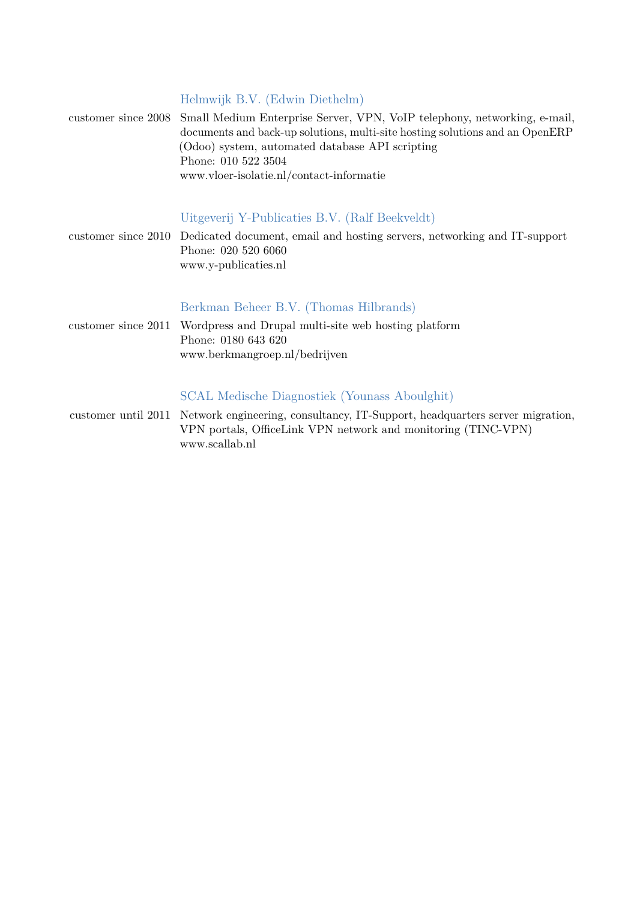### Helmwijk B.V. (Edwin Diethelm)

customer since 2008 — Small Medium Enterprise Server, VPN, VoIP telephony, networking, e-mail, documents and back-up solutions, multi-site hosting solutions and an OpenERP (Odoo) system, automated database API scripting
Phone: 010 522 3504
www.vloer-isolatie.nl/contact-informatie

### Uitgeverij Y-Publicaties B.V. (Ralf Beekveldt)

customer since 2010 — Dedicated document, email and hosting servers, networking and IT-support
Phone: 020 520 6060
www.y-publicaties.nl

### Berkman Beheer B.V. (Thomas Hilbrands)

customer since 2011 — Wordpress and Drupal multi-site web hosting platform
Phone: 0180 643 620
www.berkmangroep.nl/bedrijven

### SCAL Medische Diagnostiek (Younass Aboulghit)

customer until 2011 — Network engineering, consultancy, IT-Support, headquarters server migration, VPN portals, OfficeLink VPN network and monitoring (TINC-VPN)
www.scallab.nl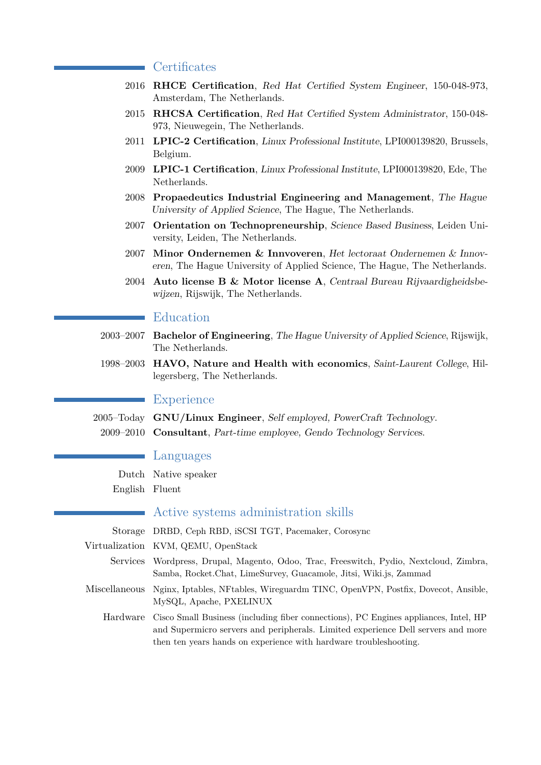## Certificates

- 2016 **RHCE Certification**, *Red Hat Certified System Engineer*, 150-048-973, Amsterdam, The Netherlands.
- 2015 **RHCSA Certification**, *Red Hat Certified System Administrator*, 150-048-973, Nieuwegein, The Netherlands.
- 2011 **LPIC-2 Certification**, *Linux Professional Institute*, LPI000139820, Brussels, Belgium.
- 2009 **LPIC-1 Certification**, *Linux Professional Institute*, LPI000139820, Ede, The Netherlands.
- 2008 **Propaedeutics Industrial Engineering and Management**, *The Hague University of Applied Science*, The Hague, The Netherlands.
- 2007 **Orientation on Technopreneurship**, *Science Based Business*, Leiden University, Leiden, The Netherlands.
- 2007 **Minor Ondernemen & Innvoveren**, *Het lectoraat Ondernemen & Innoveren*, The Hague University of Applied Science, The Hague, The Netherlands.
- 2004 **Auto license B & Motor license A**, *Centraal Bureau Rijvaardigheidsbewijzen*, Rijswijk, The Netherlands.

## Education

- 2003–2007 **Bachelor of Engineering**, *The Hague University of Applied Science*, Rijswijk, The Netherlands.
- 1998–2003 **HAVO, Nature and Health with economics**, *Saint-Laurent College*, Hillegersberg, The Netherlands.

## Experience

- 2005–Today **GNU/Linux Engineer**, *Self employed, PowerCraft Technology*.
- 2009–2010 **Consultant**, *Part-time employee, Gendo Technology Services*.

## Languages

- Dutch Native speaker
- English Fluent

## Active systems administration skills

- Storage DRBD, Ceph RBD, iSCSI TGT, Pacemaker, Corosync
- Virtualization KVM, QEMU, OpenStack
- Services Wordpress, Drupal, Magento, Odoo, Trac, Freeswitch, Pydio, Nextcloud, Zimbra, Samba, Rocket.Chat, LimeSurvey, Guacamole, Jitsi, Wiki.js, Zammad
- Miscellaneous Nginx, Iptables, NFtables, Wireguardm TINC, OpenVPN, Postfix, Dovecot, Ansible, MySQL, Apache, PXELINUX
- Hardware Cisco Small Business (including fiber connections), PC Engines appliances, Intel, HP and Supermicro servers and peripherals. Limited experience Dell servers and more then ten years hands on experience with hardware troubleshooting.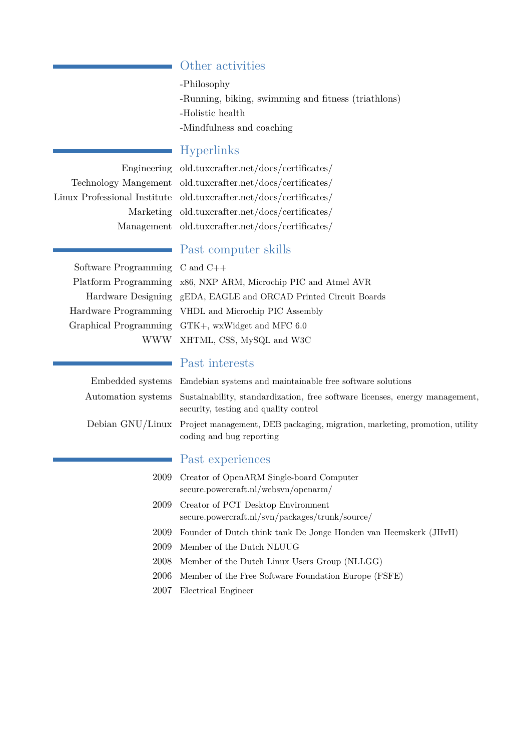## Other activities

-Philosophy
-Running, biking, swimming and fitness (triathlons)
-Holistic health
-Mindfulness and coaching

## Hyperlinks

| | |
|---|---|
| Engineering | old.tuxcrafter.net/docs/certificates/ |
| Technology Mangement | old.tuxcrafter.net/docs/certificates/ |
| Linux Professional Institute | old.tuxcrafter.net/docs/certificates/ |
| Marketing | old.tuxcrafter.net/docs/certificates/ |
| Management | old.tuxcrafter.net/docs/certificates/ |

## Past computer skills

| | |
|---|---|
| Software Programming | C and C++ |
| Platform Programming | x86, NXP ARM, Microchip PIC and Atmel AVR |
| Hardware Designing | gEDA, EAGLE and ORCAD Printed Circuit Boards |
| Hardware Programming | VHDL and Microchip PIC Assembly |
| Graphical Programming | GTK+, wxWidget and MFC 6.0 |
| WWW | XHTML, CSS, MySQL and W3C |

## Past interests

| | |
|---|---|
| Embedded systems | Emdebian systems and maintainable free software solutions |
| Automation systems | Sustainability, standardization, free software licenses, energy management, security, testing and quality control |
| Debian GNU/Linux | Project management, DEB packaging, migration, marketing, promotion, utility coding and bug reporting |

## Past experiences

| | |
|---|---|
| 2009 | Creator of OpenARM Single-board Computer<br>secure.powercraft.nl/websvn/openarm/ |
| 2009 | Creator of PCT Desktop Environment<br>secure.powercraft.nl/svn/packages/trunk/source/ |
| 2009 | Founder of Dutch think tank De Jonge Honden van Heemskerk (JHvH) |
| 2009 | Member of the Dutch NLUUG |
| 2008 | Member of the Dutch Linux Users Group (NLLGG) |
| 2006 | Member of the Free Software Foundation Europe (FSFE) |
| 2007 | Electrical Engineer |